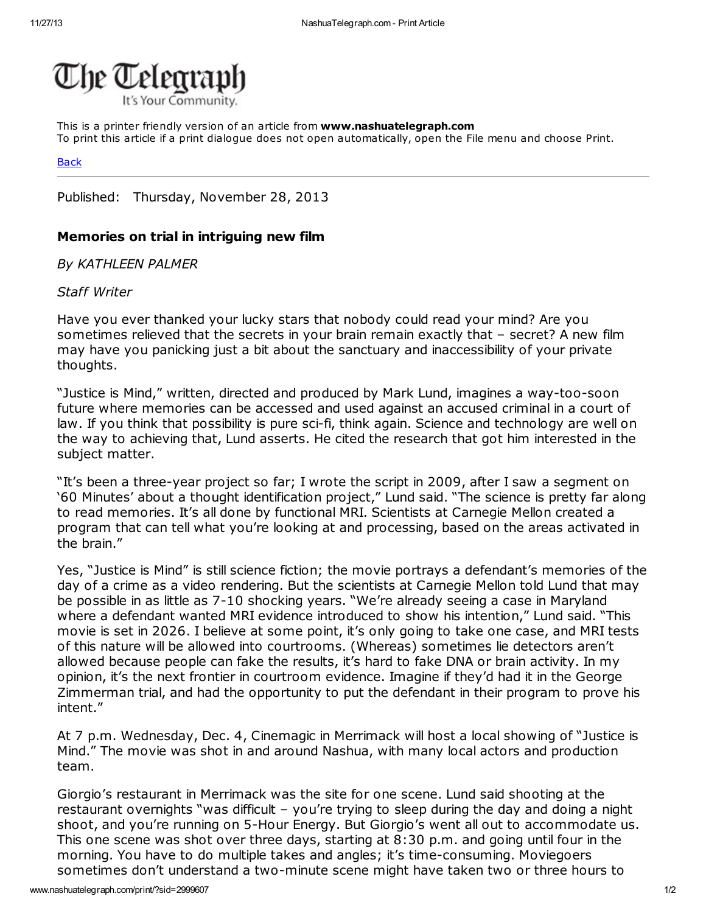# The Telegraph

It's Your Community.

This is a printer friendly version of an article from **www.nashuatelegraph.com**
To print this article if a print dialogue does not open automatically, open the File menu and choose Print.

Back

---

Published: Thursday, November 28, 2013

## Memories on trial in intriguing new film

*By KATHLEEN PALMER*

*Staff Writer*

Have you ever thanked your lucky stars that nobody could read your mind? Are you sometimes relieved that the secrets in your brain remain exactly that – secret? A new film may have you panicking just a bit about the sanctuary and inaccessibility of your private thoughts.

"Justice is Mind," written, directed and produced by Mark Lund, imagines a way-too-soon future where memories can be accessed and used against an accused criminal in a court of law. If you think that possibility is pure sci-fi, think again. Science and technology are well on the way to achieving that, Lund asserts. He cited the research that got him interested in the subject matter.

"It's been a three-year project so far; I wrote the script in 2009, after I saw a segment on '60 Minutes' about a thought identification project," Lund said. "The science is pretty far along to read memories. It's all done by functional MRI. Scientists at Carnegie Mellon created a program that can tell what you're looking at and processing, based on the areas activated in the brain."

Yes, "Justice is Mind" is still science fiction; the movie portrays a defendant's memories of the day of a crime as a video rendering. But the scientists at Carnegie Mellon told Lund that may be possible in as little as 7-10 shocking years. "We're already seeing a case in Maryland where a defendant wanted MRI evidence introduced to show his intention," Lund said. "This movie is set in 2026. I believe at some point, it's only going to take one case, and MRI tests of this nature will be allowed into courtrooms. (Whereas) sometimes lie detectors aren't allowed because people can fake the results, it's hard to fake DNA or brain activity. In my opinion, it's the next frontier in courtroom evidence. Imagine if they'd had it in the George Zimmerman trial, and had the opportunity to put the defendant in their program to prove his intent."

At 7 p.m. Wednesday, Dec. 4, Cinemagic in Merrimack will host a local showing of "Justice is Mind." The movie was shot in and around Nashua, with many local actors and production team.

Giorgio's restaurant in Merrimack was the site for one scene. Lund said shooting at the restaurant overnights "was difficult – you're trying to sleep during the day and doing a night shoot, and you're running on 5-Hour Energy. But Giorgio's went all out to accommodate us. This one scene was shot over three days, starting at 8:30 p.m. and going until four in the morning. You have to do multiple takes and angles; it's time-consuming. Moviegoers sometimes don't understand a two-minute scene might have taken two or three hours to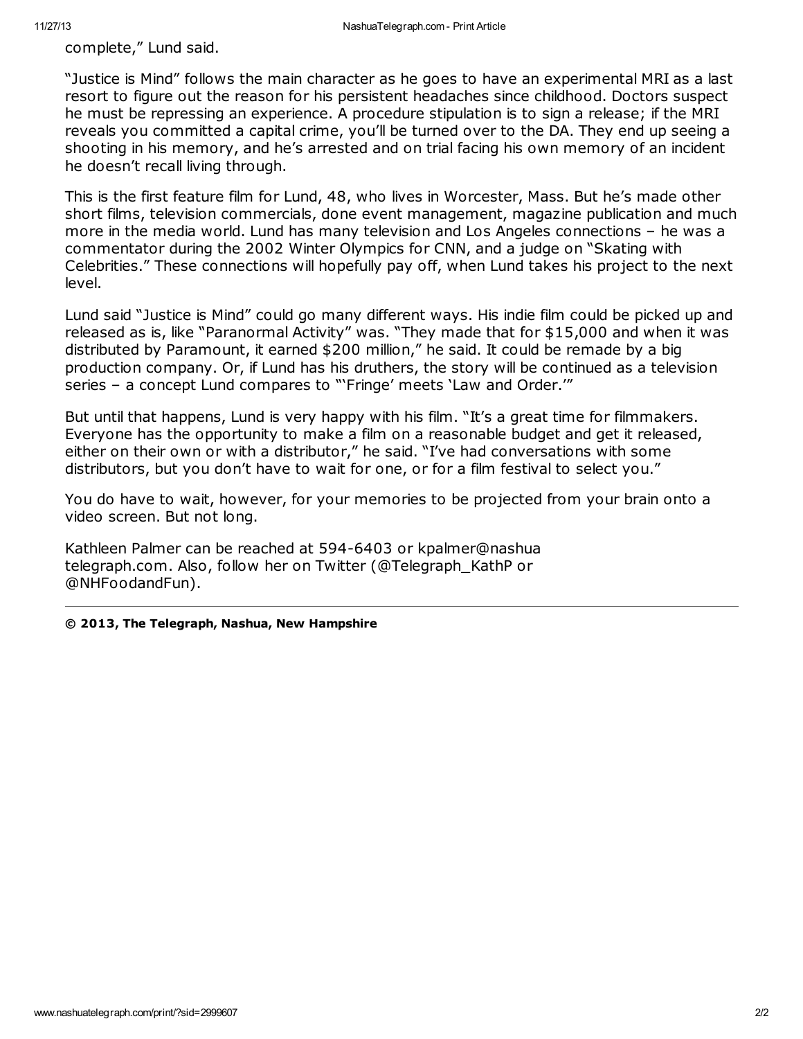complete," Lund said.

"Justice is Mind" follows the main character as he goes to have an experimental MRI as a last resort to figure out the reason for his persistent headaches since childhood. Doctors suspect he must be repressing an experience. A procedure stipulation is to sign a release; if the MRI reveals you committed a capital crime, you'll be turned over to the DA. They end up seeing a shooting in his memory, and he's arrested and on trial facing his own memory of an incident he doesn't recall living through.

This is the first feature film for Lund, 48, who lives in Worcester, Mass. But he's made other short films, television commercials, done event management, magazine publication and much more in the media world. Lund has many television and Los Angeles connections – he was a commentator during the 2002 Winter Olympics for CNN, and a judge on "Skating with Celebrities." These connections will hopefully pay off, when Lund takes his project to the next level.

Lund said "Justice is Mind" could go many different ways. His indie film could be picked up and released as is, like "Paranormal Activity" was. "They made that for $15,000 and when it was distributed by Paramount, it earned $200 million," he said. It could be remade by a big production company. Or, if Lund has his druthers, the story will be continued as a television series – a concept Lund compares to "'Fringe' meets 'Law and Order.'"

But until that happens, Lund is very happy with his film. "It's a great time for filmmakers. Everyone has the opportunity to make a film on a reasonable budget and get it released, either on their own or with a distributor," he said. "I've had conversations with some distributors, but you don't have to wait for one, or for a film festival to select you."

You do have to wait, however, for your memories to be projected from your brain onto a video screen. But not long.

Kathleen Palmer can be reached at 594-6403 or kpalmer@nashua telegraph.com. Also, follow her on Twitter (@Telegraph_KathP or @NHFoodandFun).

---

**© 2013, The Telegraph, Nashua, New Hampshire**